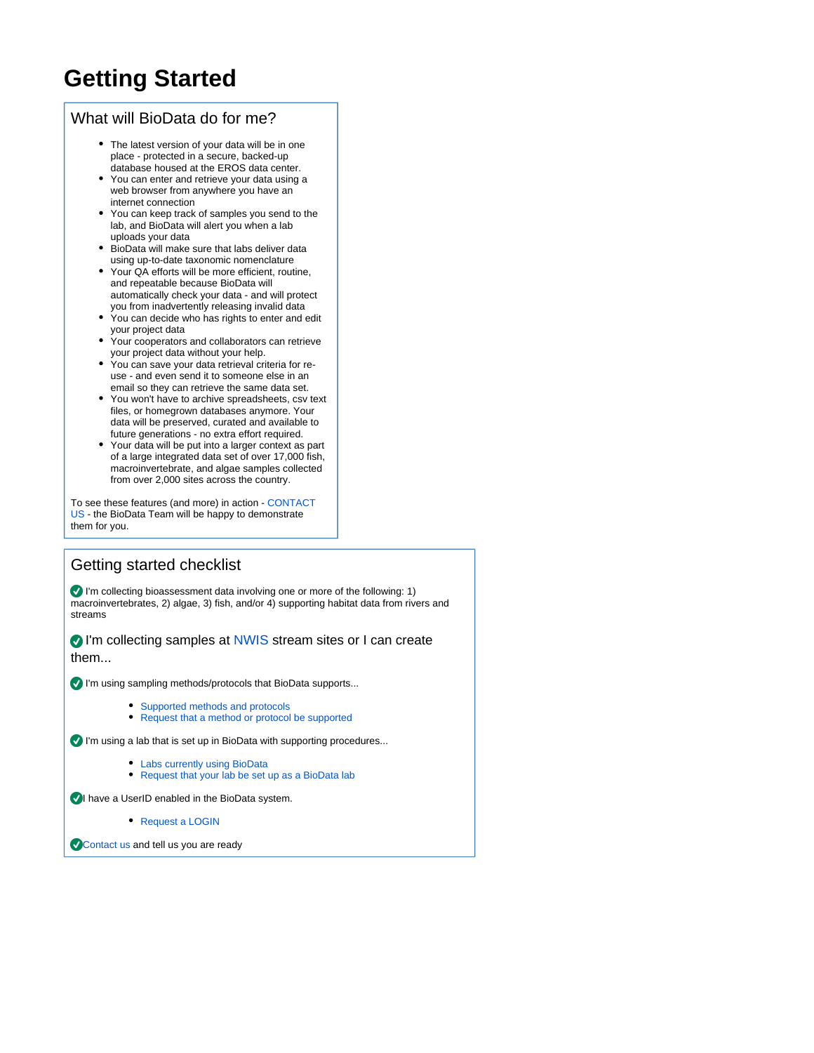# Getting Started

## What will BioData do for me?

- The latest version of your data will be in one place - protected in a secure, backed-up database housed at the EROS data center.
- You can enter and retrieve your data using a web browser from anywhere you have an internet connection
- You can keep track of samples you send to the lab, and BioData will alert you when a lab uploads your data
- BioData will make sure that labs deliver data using up-to-date taxonomic nomenclature
- Your QA efforts will be more efficient, routine, and repeatable because BioData will automatically check your data - and will protect you from inadvertently releasing invalid data
- You can decide who has rights to enter and edit your project data
- Your cooperators and collaborators can retrieve your project data without your help.
- You can save your data retrieval criteria for re-use - and even send it to someone else in an email so they can retrieve the same data set.
- You won't have to archive spreadsheets, csv text files, or homegrown databases anymore. Your data will be preserved, curated and available to future generations - no extra effort required.
- Your data will be put into a larger context as part of a large integrated data set of over 17,000 fish, macroinvertebrate, and algae samples collected from over 2,000 sites across the country.

To see these features (and more) in action - CONTACT US - the BioData Team will be happy to demonstrate them for you.

## Getting started checklist

✅ I'm collecting bioassessment data involving one or more of the following: 1) macroinvertebrates, 2) algae, 3) fish, and/or 4) supporting habitat data from rivers and streams

### ✅ I'm collecting samples at NWIS stream sites or I can create them...

✅ I'm using sampling methods/protocols that BioData supports...

- Supported methods and protocols
- Request that a method or protocol be supported

✅ I'm using a lab that is set up in BioData with supporting procedures...

- Labs currently using BioData
- Request that your lab be set up as a BioData lab

✅ I have a UserID enabled in the BioData system.

- Request a LOGIN

✅ Contact us and tell us you are ready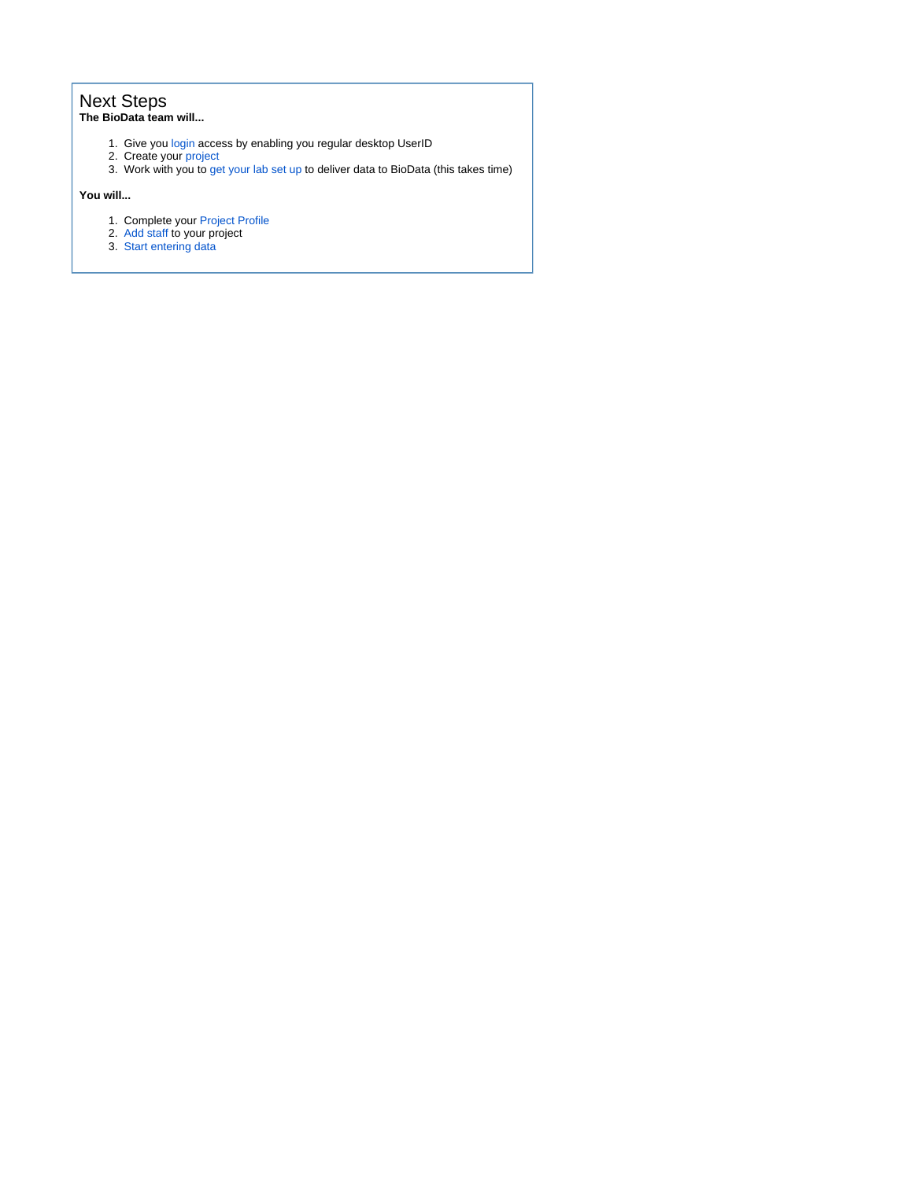## Next Steps

**The BioData team will...**

1. Give you login access by enabling you regular desktop UserID
2. Create your project
3. Work with you to get your lab set up to deliver data to BioData (this takes time)

**You will...**

1. Complete your Project Profile
2. Add staff to your project
3. Start entering data